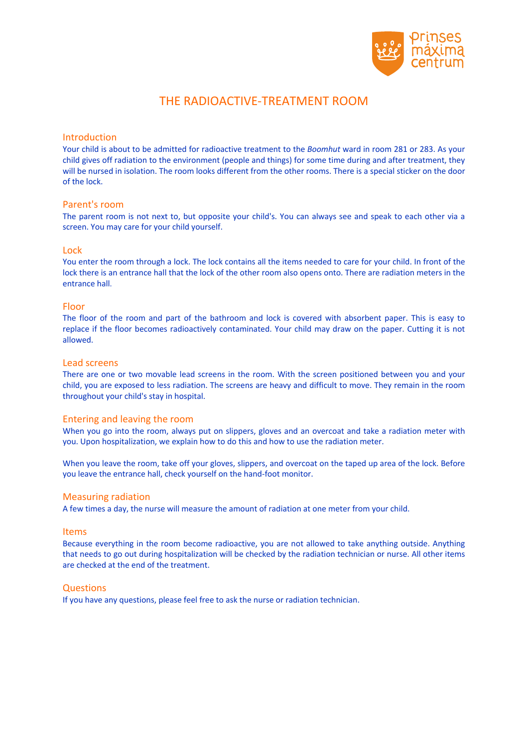# THE RADIOACTIVE-TREATMENT ROOM

## Introduction

Your child is about to be admitted for radioactive treatment to the *Boomhut* ward in room 281 or 283. As your child gives off radiation to the environment (people and things) for some time during and after treatment, they will be nursed in isolation. The room looks different from the other rooms. There is a special sticker on the door of the lock.

## Parent's room

The parent room is not next to, but opposite your child's. You can always see and speak to each other via a screen. You may care for your child yourself.

## Lock

You enter the room through a lock. The lock contains all the items needed to care for your child. In front of the lock there is an entrance hall that the lock of the other room also opens onto. There are radiation meters in the entrance hall.

## Floor

The floor of the room and part of the bathroom and lock is covered with absorbent paper. This is easy to replace if the floor becomes radioactively contaminated. Your child may draw on the paper. Cutting it is not allowed.

## Lead screens

There are one or two movable lead screens in the room. With the screen positioned between you and your child, you are exposed to less radiation. The screens are heavy and difficult to move. They remain in the room throughout your child's stay in hospital.

## Entering and leaving the room

When you go into the room, always put on slippers, gloves and an overcoat and take a radiation meter with you. Upon hospitalization, we explain how to do this and how to use the radiation meter.

When you leave the room, take off your gloves, slippers, and overcoat on the taped up area of the lock. Before you leave the entrance hall, check yourself on the hand-foot monitor.

## Measuring radiation

A few times a day, the nurse will measure the amount of radiation at one meter from your child.

## Items

Because everything in the room become radioactive, you are not allowed to take anything outside. Anything that needs to go out during hospitalization will be checked by the radiation technician or nurse. All other items are checked at the end of the treatment.

## Questions

If you have any questions, please feel free to ask the nurse or radiation technician.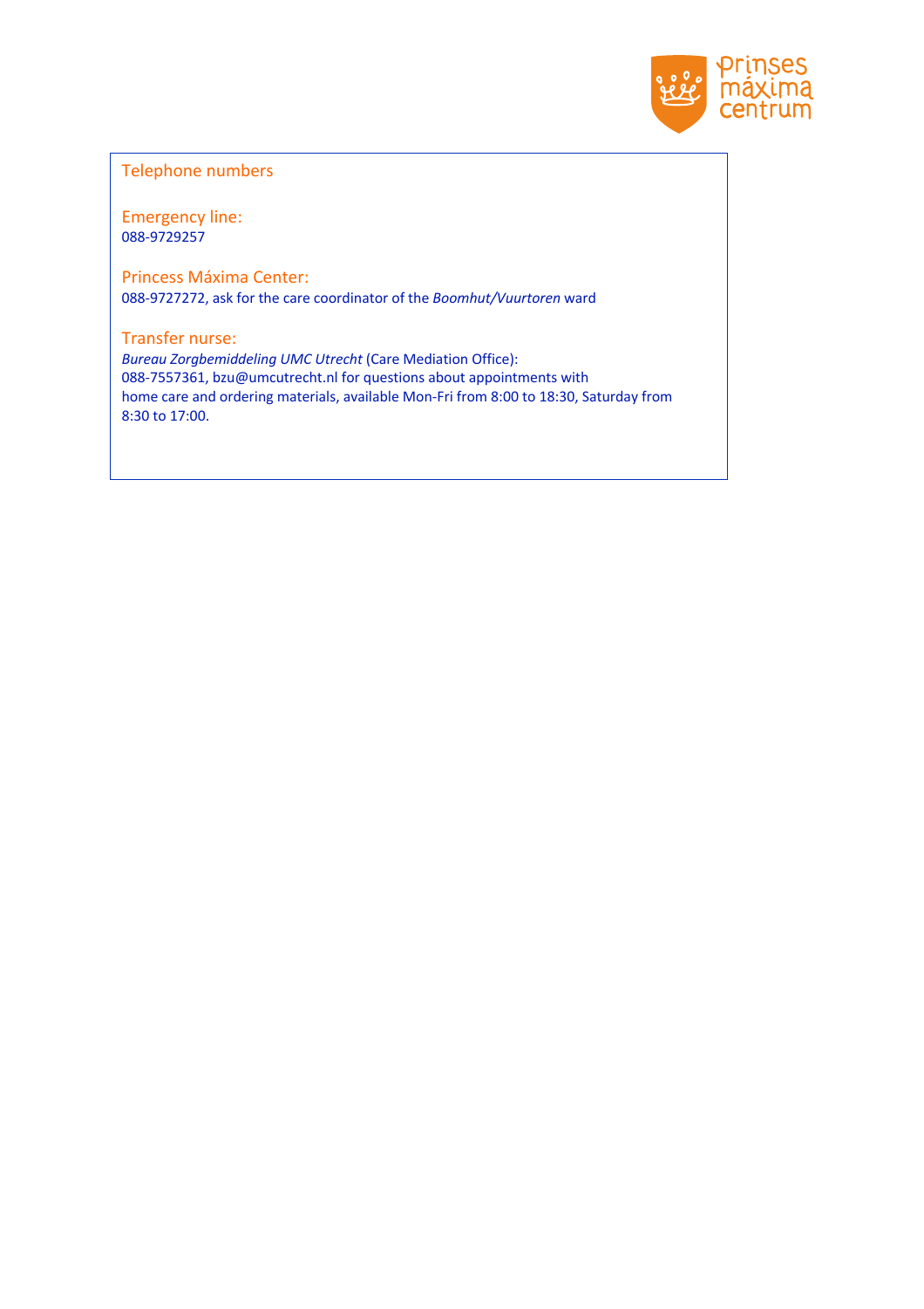## Telephone numbers

### Emergency line:
088-9729257

### Princess Máxima Center:
088-9727272, ask for the care coordinator of the *Boomhut/Vuurtoren* ward

### Transfer nurse:
*Bureau Zorgbemiddeling UMC Utrecht* (Care Mediation Office):
088-7557361, bzu@umcutrecht.nl for questions about appointments with home care and ordering materials, available Mon-Fri from 8:00 to 18:30, Saturday from 8:30 to 17:00.